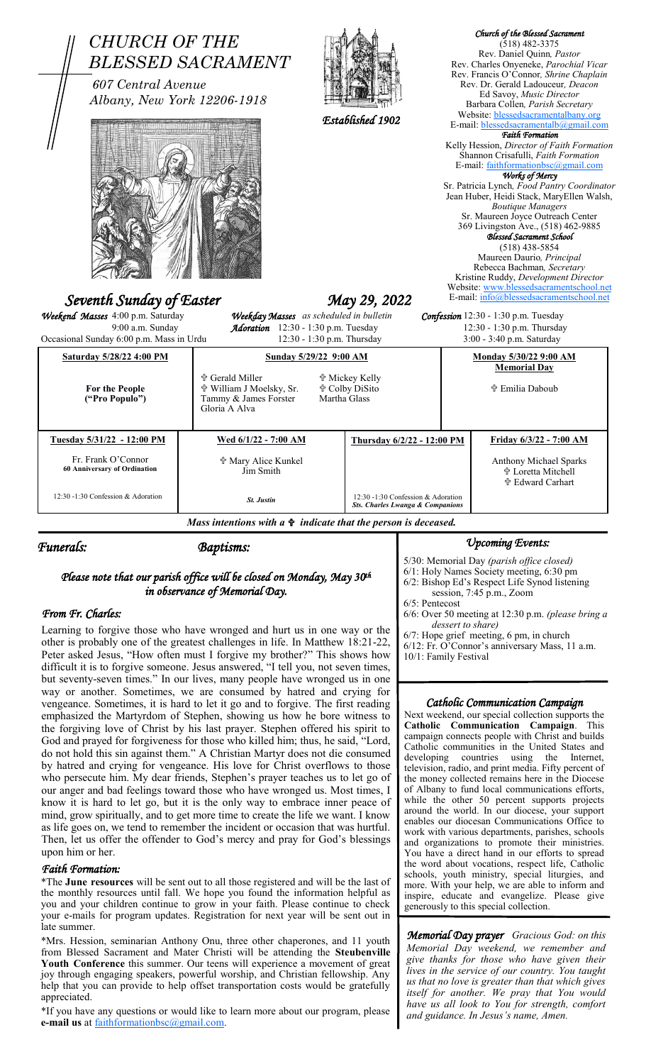# CHURCH OF THE BLESSED SACRAMENT

*607 Central Avenue*
*Albany, New York 12206-1918*

*Established 1902*

***Church of the Blessed Sacrament***
(518) 482-3375
Rev. Daniel Quinn, *Pastor*
Rev. Charles Onyeneke, *Parochial Vicar*
Rev. Francis O'Connor, *Shrine Chaplain*
Rev. Dr. Gerald Ladouceur, *Deacon*
Ed Savoy, *Music Director*
Barbara Collen, *Parish Secretary*
Website: blessedsacramentalbany.org
E-mail: blessedsacramentalb@gmail.com

***Faith Formation***
Kelly Hession, *Director of Faith Formation*
Shannon Crisafulli, *Faith Formation*
E-mail: faithformationbsc@gmail.com

***Works of Mercy***
Sr. Patricia Lynch, *Food Pantry Coordinator*
Jean Huber, Heidi Stack, MaryEllen Walsh, *Boutique Managers*
Sr. Maureen Joyce Outreach Center
369 Livingston Ave., (518) 462-9885

***Blessed Sacrament School***
(518) 438-5854
Maureen Daurio, *Principal*
Rebecca Bachman, *Secretary*
Kristine Ruddy, *Development Director*
Website: www.blessedsacramentschool.net
E-mail: info@blessedsacramentschool.net

## *Seventh Sunday of Easter* — *May 29, 2022*

***Weekend Masses*** 4:00 p.m. Saturday
9:00 a.m. Sunday
Occasional Sunday 6:00 p.m. Mass in Urdu

***Weekday Masses*** *as scheduled in bulletin*
***Adoration*** 12:30 - 1:30 p.m. Tuesday
12:30 - 1:30 p.m. Thursday

***Confession*** 12:30 - 1:30 p.m. Tuesday
12:30 - 1:30 p.m. Thursday
3:00 - 3:40 p.m. Saturday

| Saturday 5/28/22 4:00 PM | Sunday 5/29/22 9:00 AM | | Monday 5/30/22 9:00 AM Memorial Day |
|---|---|---|---|
| For the People ("Pro Populo") | ✟ Gerald Miller<br>✟ William J Moelsky, Sr.<br>Tammy & James Forster<br>Gloria A Alva | ✟ Mickey Kelly<br>✟ Colby DiSito<br>Martha Glass | ✟ Emilia Daboub |
| **Tuesday 5/31/22 - 12:00 PM** | **Wed 6/1/22 - 7:00 AM** | **Thursday 6/2/22 - 12:00 PM** | **Friday 6/3/22 - 7:00 AM** |
| Fr. Frank O'Connor<br>**60 Anniversary of Ordination** | ✟ Mary Alice Kunkel<br>Jim Smith | | Anthony Michael Sparks<br>✟ Loretta Mitchell<br>✟ Edward Carhart |
| 12:30 -1:30 Confession & Adoration | *St. Justin* | 12:30 -1:30 Confession & Adoration<br>*Sts. Charles Lwanga & Companions* | |

***Mass intentions with a ✟ indicate that the person is deceased.***

## *Funerals:*

## *Baptisms:*

### *Please note that our parish office will be closed on Monday, May 30th in observance of Memorial Day.*

## *From Fr. Charles:*

Learning to forgive those who have wronged and hurt us in one way or the other is probably one of the greatest challenges in life. In Matthew 18:21-22, Peter asked Jesus, "How often must I forgive my brother?" This shows how difficult it is to forgive someone. Jesus answered, "I tell you, not seven times, but seventy-seven times." In our lives, many people have wronged us in one way or another. Sometimes, we are consumed by hatred and crying for vengeance. Sometimes, it is hard to let it go and to forgive. The first reading emphasized the Martyrdom of Stephen, showing us how he bore witness to the forgiving love of Christ by his last prayer. Stephen offered his spirit to God and prayed for forgiveness for those who killed him; thus, he said, "Lord, do not hold this sin against them." A Christian Martyr does not die consumed by hatred and crying for vengeance. His love for Christ overflows to those who persecute him. My dear friends, Stephen's prayer teaches us to let go of our anger and bad feelings toward those who have wronged us. Most times, I know it is hard to let go, but it is the only way to embrace inner peace of mind, grow spiritually, and to get more time to create the life we want. I know as life goes on, we tend to remember the incident or occasion that was hurtful. Then, let us offer the offender to God's mercy and pray for God's blessings upon him or her.

## *Faith Formation:*

*The **June resources** will be sent out to all those registered and will be the last of the monthly resources until fall. We hope you found the information helpful as you and your children continue to grow in your faith. Please continue to check your e-mails for program updates. Registration for next year will be sent out in late summer.

*Mrs. Hession, seminarian Anthony Onu, three other chaperones, and 11 youth from Blessed Sacrament and Mater Christi will be attending the **Steubenville Youth Conference** this summer. Our teens will experience a movement of great joy through engaging speakers, powerful worship, and Christian fellowship. Any help that you can provide to help offset transportation costs would be gratefully appreciated.

*If you have any questions or would like to learn more about our program, please **e-mail us** at faithformationbsc@gmail.com.

## *Upcoming Events:*

5/30: Memorial Day *(parish office closed)*
6/1: Holy Names Society meeting, 6:30 pm
6/2: Bishop Ed's Respect Life Synod listening session, 7:45 p.m., Zoom
6/5: Pentecost
6/6: Over 50 meeting at 12:30 p.m. *(please bring a dessert to share)*
6/7: Hope grief meeting, 6 pm, in church
6/12: Fr. O'Connor's anniversary Mass, 11 a.m.
10/1: Family Festival

## *Catholic Communication Campaign*

Next weekend, our special collection supports the **Catholic Communication Campaign**. This campaign connects people with Christ and builds Catholic communities in the United States and developing countries using the Internet, television, radio, and print media. Fifty percent of the money collected remains here in the Diocese of Albany to fund local communications efforts, while the other 50 percent supports projects around the world. In our diocese, your support enables our diocesan Communications Office to work with various departments, parishes, schools and organizations to promote their ministries. You have a direct hand in our efforts to spread the word about vocations, respect life, Catholic schools, youth ministry, special liturgies, and more. With your help, we are able to inform and inspire, educate and evangelize. Please give generously to this special collection.

***Memorial Day prayer*** *Gracious God: on this Memorial Day weekend, we remember and give thanks for those who have given their lives in the service of our country. You taught us that no love is greater than that which gives itself for another. We pray that You would have us all look to You for strength, comfort and guidance. In Jesus's name, Amen.*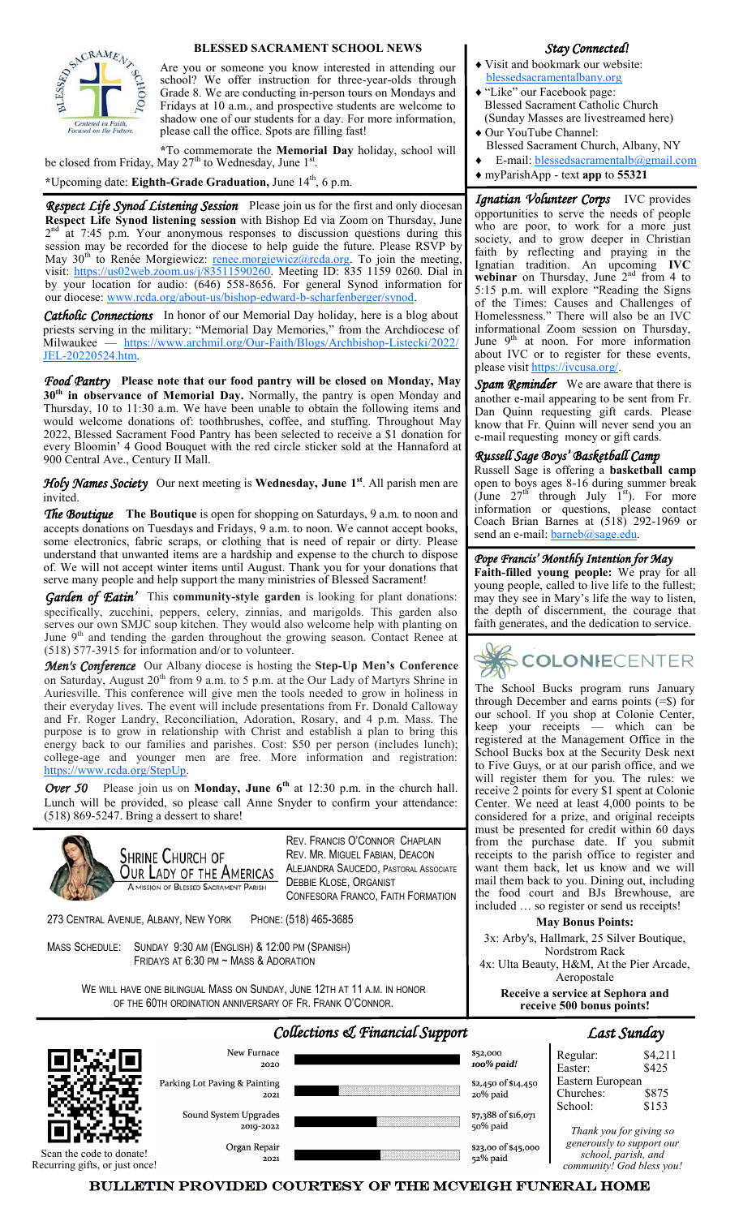## BLESSED SACRAMENT SCHOOL NEWS

Are you or someone you know interested in attending our school? We offer instruction for three-year-olds through Grade 8. We are conducting in-person tours on Mondays and Fridays at 10 a.m., and prospective students are welcome to shadow one of our students for a day. For more information, please call the office. Spots are filling fast!

*To commemorate the **Memorial Day** holiday, school will be closed from Friday, May 27th to Wednesday, June 1st.

*Upcoming date: **Eighth-Grade Graduation,** June 14th, 6 p.m.

***Respect Life Synod Listening Session*** Please join us for the first and only diocesan **Respect Life Synod listening session** with Bishop Ed via Zoom on Thursday, June 2nd at 7:45 p.m. Your anonymous responses to discussion questions during this session may be recorded for the diocese to help guide the future. Please RSVP by May 30th to Renée Morgiewicz: renee.morgiewicz@rcda.org. To join the meeting, visit: https://us02web.zoom.us/j/83511590260. Meeting ID: 835 1159 0260. Dial in by your location for audio: (646) 558-8656. For general Synod information for our diocese: www.rcda.org/about-us/bishop-edward-b-scharfenberger/synod.

***Catholic Connections*** In honor of our Memorial Day holiday, here is a blog about priests serving in the military: "Memorial Day Memories," from the Archdiocese of Milwaukee — https://www.archmil.org/Our-Faith/Blogs/Archbishop-Listecki/2022/JEL-20220524.htm.

***Food Pantry*** **Please note that our food pantry will be closed on Monday, May 30th in observance of Memorial Day.** Normally, the pantry is open Monday and Thursday, 10 to 11:30 a.m. We have been unable to obtain the following items and would welcome donations of: toothbrushes, coffee, and stuffing. Throughout May 2022, Blessed Sacrament Food Pantry has been selected to receive a $1 donation for every Bloomin' 4 Good Bouquet with the red circle sticker sold at the Hannaford at 900 Central Ave., Century II Mall.

***Holy Names Society*** Our next meeting is **Wednesday, June 1st**. All parish men are invited.

***The Boutique*** **The Boutique** is open for shopping on Saturdays, 9 a.m. to noon and accepts donations on Tuesdays and Fridays, 9 a.m. to noon. We cannot accept books, some electronics, fabric scraps, or clothing that is need of repair or dirty. Please understand that unwanted items are a hardship and expense to the church to dispose of. We will not accept winter items until August. Thank you for your donations that serve many people and help support the many ministries of Blessed Sacrament!

***Garden of Eatin'*** This **community-style garden** is looking for plant donations: specifically, zucchini, peppers, celery, zinnias, and marigolds. This garden also serves our own SMJC soup kitchen. They would also welcome help with planting on June 9th and tending the garden throughout the growing season. Contact Renee at (518) 577-3915 for information and/or to volunteer.

***Men's Conference*** Our Albany diocese is hosting the **Step-Up Men's Conference** on Saturday, August 20th from 9 a.m. to 5 p.m. at the Our Lady of Martyrs Shrine in Auriesville. This conference will give men the tools needed to grow in holiness in their everyday lives. The event will include presentations from Fr. Donald Calloway and Fr. Roger Landry, Reconciliation, Adoration, Rosary, and 4 p.m. Mass. The purpose is to grow in relationship with Christ and establish a plan to bring this energy back to our families and parishes. Cost: $50 per person (includes lunch); college-age and younger men are free. More information and registration: https://www.rcda.org/StepUp.

***Over 50*** Please join us on **Monday, June 6th** at 12:30 p.m. in the church hall. Lunch will be provided, so please call Anne Snyder to confirm your attendance: (518) 869-5247. Bring a dessert to share!

## SHRINE CHURCH OF OUR LADY OF THE AMERICAS
A MISSION OF BLESSED SACRAMENT PARISH

REV. FRANCIS O'CONNOR CHAPLAIN
REV. MR. MIGUEL FABIAN, DEACON
ALEJANDRA SAUCEDO, PASTORAL ASSOCIATE
DEBBIE KLOSE, ORGANIST
CONFESORA FRANCO, FAITH FORMATION

273 CENTRAL AVENUE, ALBANY, NEW YORK PHONE: (518) 465-3685

MASS SCHEDULE: SUNDAY 9:30 AM (ENGLISH) & 12:00 PM (SPANISH)
FRIDAYS AT 6:30 PM ~ MASS & ADORATION

WE WILL HAVE ONE BILINGUAL MASS ON SUNDAY, JUNE 12TH AT 11 A.M. IN HONOR OF THE 60TH ORDINATION ANNIVERSARY OF FR. FRANK O'CONNOR.

## *Stay Connected!*

- Visit and bookmark our website: blessedsacramentalbany.org
- "Like" our Facebook page: Blessed Sacrament Catholic Church (Sunday Masses are livestreamed here)
- Our YouTube Channel: Blessed Sacrament Church, Albany, NY
- E-mail: blessedsacramentalb@gmail.com
- myParishApp - text **app** to **55321**

***Ignatian Volunteer Corps*** IVC provides opportunities to serve the needs of people who are poor, to work for a more just society, and to grow deeper in Christian faith by reflecting and praying in the Ignatian tradition. An upcoming **IVC webinar** on Thursday, June 2nd from 4 to 5:15 p.m. will explore "Reading the Signs of the Times: Causes and Challenges of Homelessness." There will also be an IVC informational Zoom session on Thursday, June 9th at noon. For more information about IVC or to register for these events, please visit https://ivcusa.org/.

***Spam Reminder*** We are aware that there is another e-mail appearing to be sent from Fr. Dan Quinn requesting gift cards. Please know that Fr. Quinn will never send you an e-mail requesting money or gift cards.

### *Russell Sage Boys' Basketball Camp*

Russell Sage is offering a **basketball camp** open to boys ages 8-16 during summer break (June 27th through July 1st). For more information or questions, please contact Coach Brian Barnes at (518) 292-1969 or send an e-mail: barneb@sage.edu.

### *Pope Francis' Monthly Intention for May*

**Faith-filled young people:** We pray for all young people, called to live life to the fullest; may they see in Mary's life the way to listen, the depth of discernment, the courage that faith generates, and the dedication to service.

## COLONIECENTER

The School Bucks program runs January through December and earns points (=$) for our school. If you shop at Colonie Center, keep your receipts — which can be registered at the Management Office in the School Bucks box at the Security Desk next to Five Guys, or at our parish office, and we will register them for you. The rules: we receive 2 points for every $1 spent at Colonie Center. We need at least 4,000 points to be considered for a prize, and original receipts must be presented for credit within 60 days from the purchase date. If you submit receipts to the parish office to register and want them back, let us know and we will mail them back to you. Dining out, including the food court and BJs Brewhouse, are included … so register or send us receipts!

**May Bonus Points:**

3x: Arby's, Hallmark, 25 Silver Boutique, Nordstrom Rack

4x: Ulta Beauty, H&M, At the Pier Arcade, Aeropostale

**Receive a service at Sephora and receive 500 bonus points!**

## *Collections & Financial Support*

Scan the code to donate! Recurring gifts, or just once!

New Furnace 2020 — $52,000 *100% paid!*

Parking Lot Paving & Painting 2021 — $2,450 of $14,450 20% paid

Sound System Upgrades 2019-2022 — $7,388 of $16,071 50% paid

Organ Repair 2021 — $23,00 of $45,000 52% paid

## *Last Sunday*

| | |
|---|---|
| Regular: | $4,211 |
| Easter: | $425 |
| Eastern European Churches: | $875 |
| School: | $153 |

*Thank you for giving so generously to support our school, parish, and community! God bless you!*

BULLETIN PROVIDED COURTESY OF THE MCVEIGH FUNERAL HOME